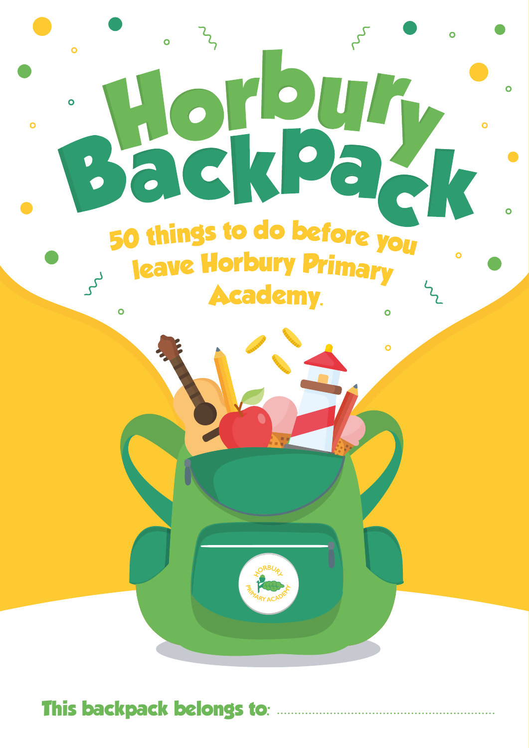# Horbury Backpack

## 50 things to do before you leave Horbury Primary Academy.

This backpack belongs to: ..............................................................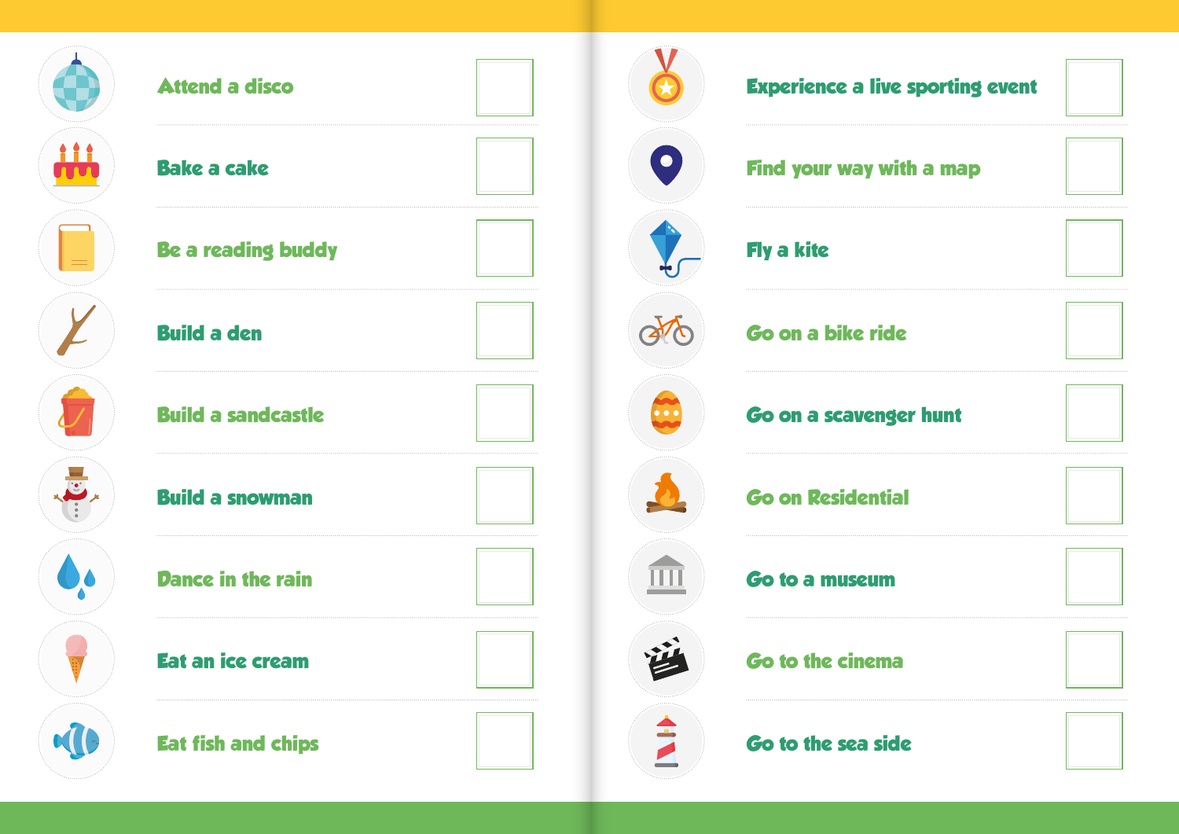- [ ] Attend a disco
- [ ] Bake a cake
- [ ] Be a reading buddy
- [ ] Build a den
- [ ] Build a sandcastle
- [ ] Build a snowman
- [ ] Dance in the rain
- [ ] Eat an ice cream
- [ ] Eat fish and chips
- [ ] Experience a live sporting event
- [ ] Find your way with a map
- [ ] Fly a kite
- [ ] Go on a bike ride
- [ ] Go on a scavenger hunt
- [ ] Go on Residential
- [ ] Go to a museum
- [ ] Go to the cinema
- [ ] Go to the sea side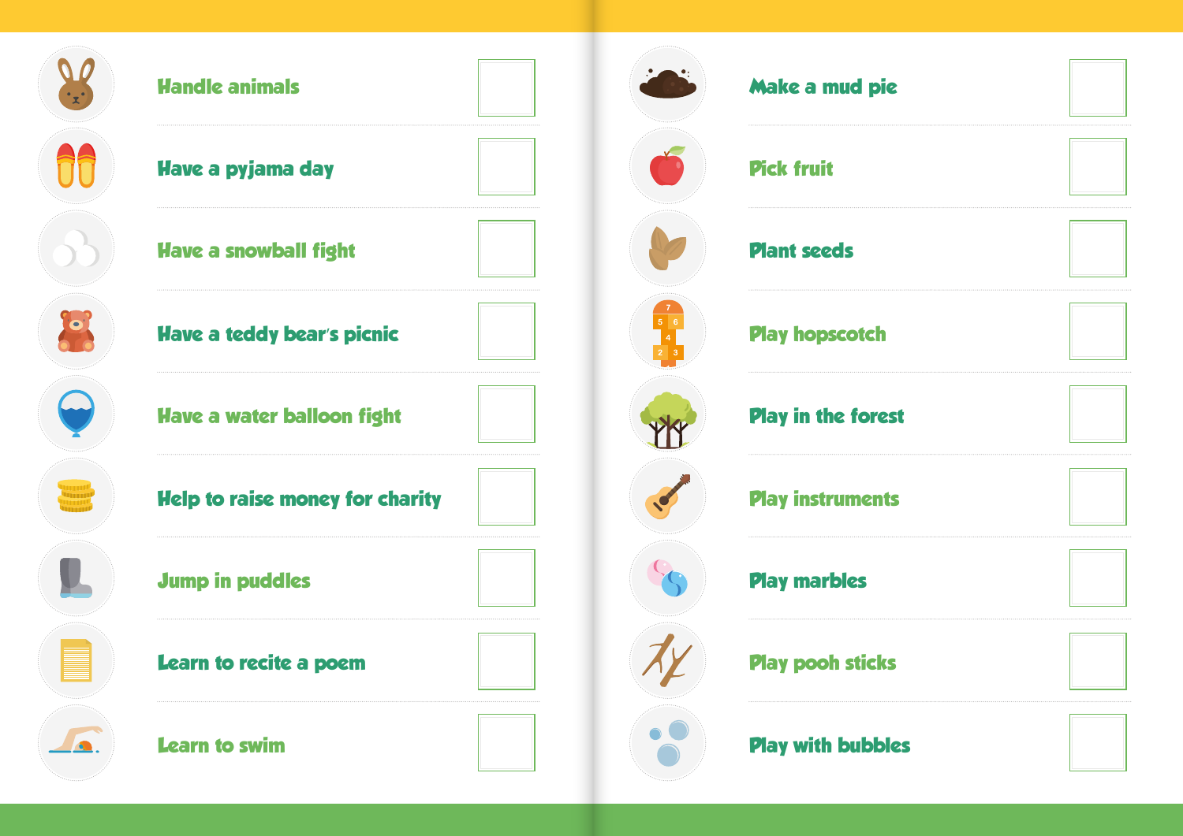- [ ] Handle animals
- [ ] Have a pyjama day
- [ ] Have a snowball fight
- [ ] Have a teddy bear's picnic
- [ ] Have a water balloon fight
- [ ] Help to raise money for charity
- [ ] Jump in puddles
- [ ] Learn to recite a poem
- [ ] Learn to swim
- [ ] Make a mud pie
- [ ] Pick fruit
- [ ] Plant seeds
- [ ] Play hopscotch
- [ ] Play in the forest
- [ ] Play instruments
- [ ] Play marbles
- [ ] Play pooh sticks
- [ ] Play with bubbles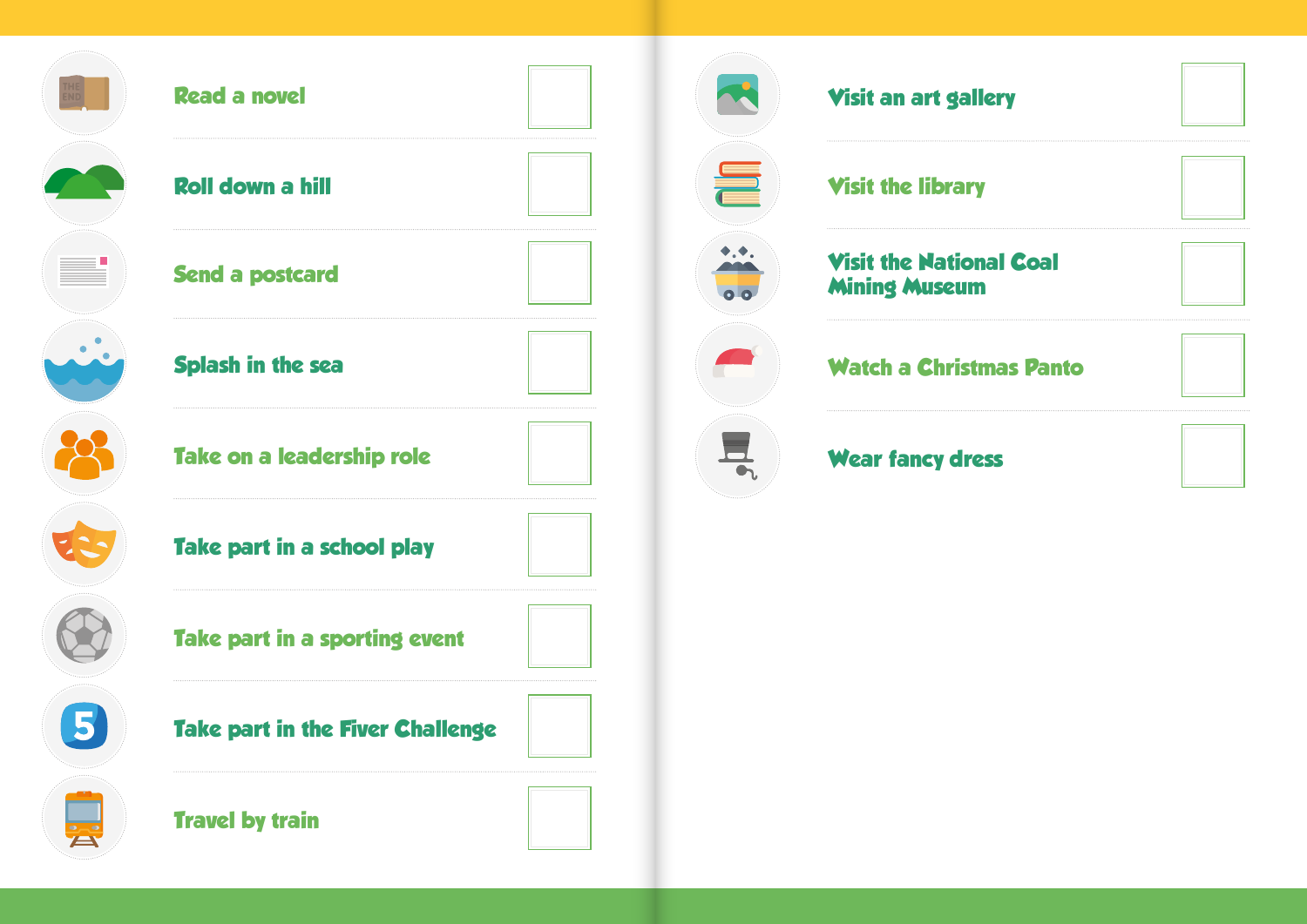- [ ] Read a novel
- [ ] Roll down a hill
- [ ] Send a postcard
- [ ] Splash in the sea
- [ ] Take on a leadership role
- [ ] Take part in a school play
- [ ] Take part in a sporting event
- [ ] Take part in the Fiver Challenge
- [ ] Travel by train
- [ ] Visit an art gallery
- [ ] Visit the library
- [ ] Visit the National Coal Mining Museum
- [ ] Watch a Christmas Panto
- [ ] Wear fancy dress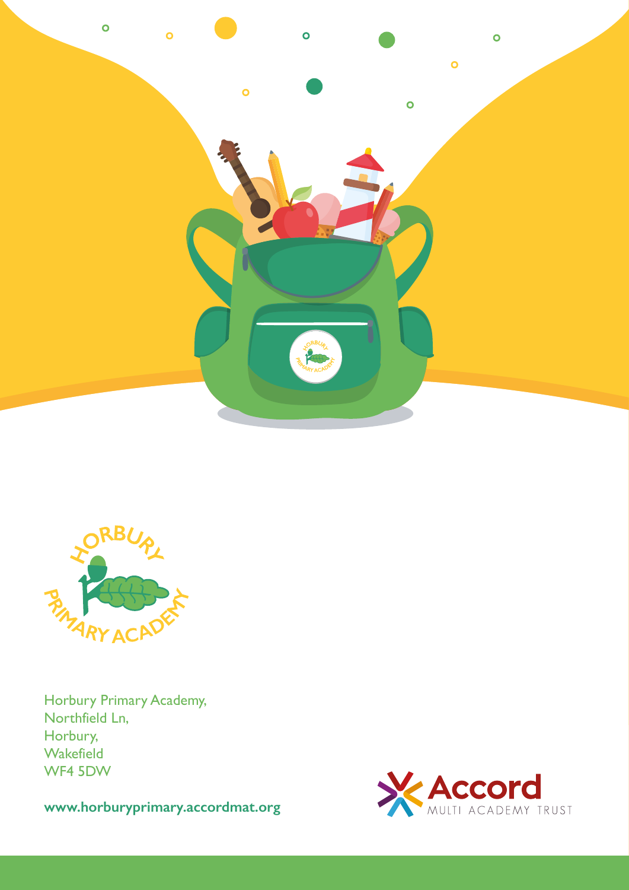Horbury Primary Academy,
Northfield Ln,
Horbury,
Wakefield
WF4 5DW

**www.horburyprimary.accordmat.org**

Accord
MULTI ACADEMY TRUST